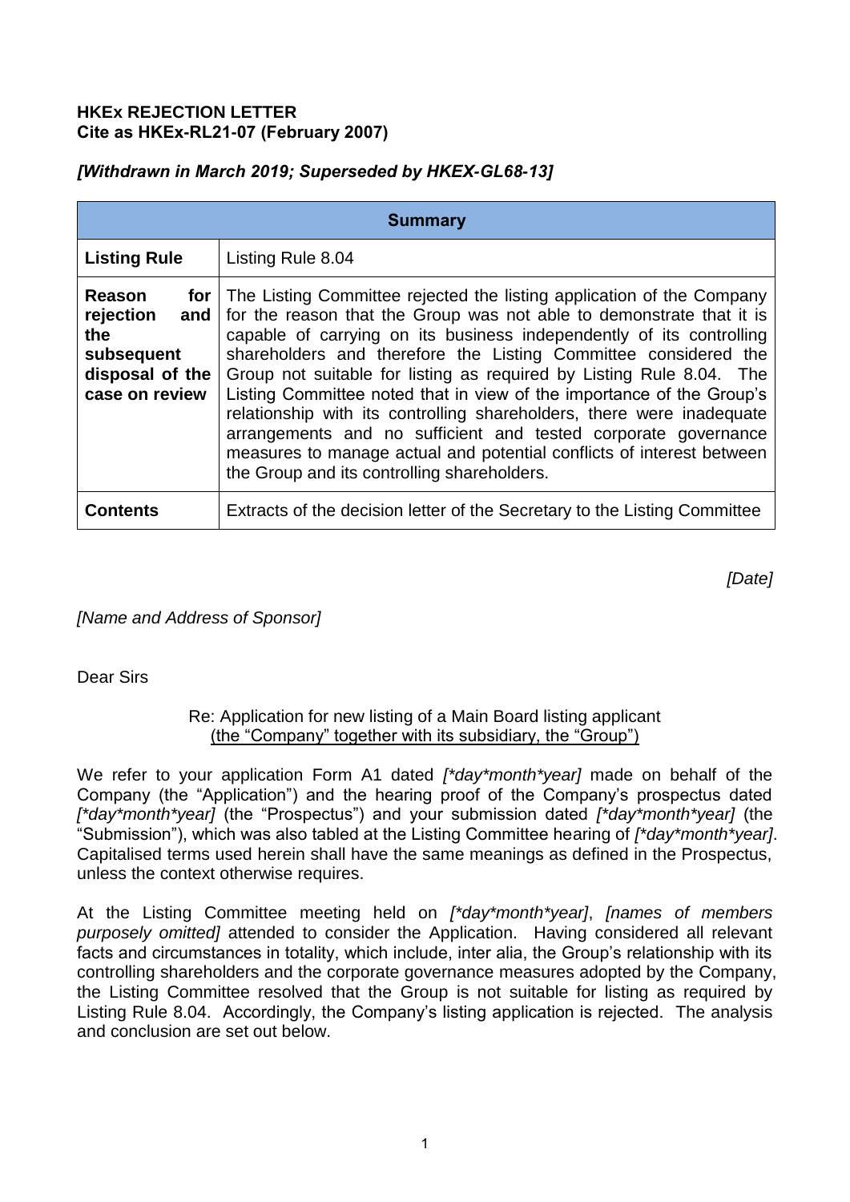**HKEx REJECTION LETTER**
**Cite as HKEx-RL21-07 (February 2007)**

***[Withdrawn in March 2019; Superseded by HKEX-GL68-13]***

| **Summary** | |
|---|---|
| **Listing Rule** | Listing Rule 8.04 |
| **Reason for rejection and the subsequent disposal of the case on review** | The Listing Committee rejected the listing application of the Company for the reason that the Group was not able to demonstrate that it is capable of carrying on its business independently of its controlling shareholders and therefore the Listing Committee considered the Group not suitable for listing as required by Listing Rule 8.04. The Listing Committee noted that in view of the importance of the Group's relationship with its controlling shareholders, there were inadequate arrangements and no sufficient and tested corporate governance measures to manage actual and potential conflicts of interest between the Group and its controlling shareholders. |
| **Contents** | Extracts of the decision letter of the Secretary to the Listing Committee |

*[Date]*

*[Name and Address of Sponsor]*

Dear Sirs

Re: Application for new listing of a Main Board listing applicant
<u>(the "Company" together with its subsidiary, the "Group")</u>

We refer to your application Form A1 dated *[\*day\*month\*year]* made on behalf of the Company (the "Application") and the hearing proof of the Company's prospectus dated *[\*day\*month\*year]* (the "Prospectus") and your submission dated *[\*day\*month\*year]* (the "Submission"), which was also tabled at the Listing Committee hearing of *[\*day\*month\*year]*. Capitalised terms used herein shall have the same meanings as defined in the Prospectus, unless the context otherwise requires.

At the Listing Committee meeting held on *[\*day\*month\*year]*, *[names of members purposely omitted]* attended to consider the Application. Having considered all relevant facts and circumstances in totality, which include, inter alia, the Group's relationship with its controlling shareholders and the corporate governance measures adopted by the Company, the Listing Committee resolved that the Group is not suitable for listing as required by Listing Rule 8.04. Accordingly, the Company's listing application is rejected. The analysis and conclusion are set out below.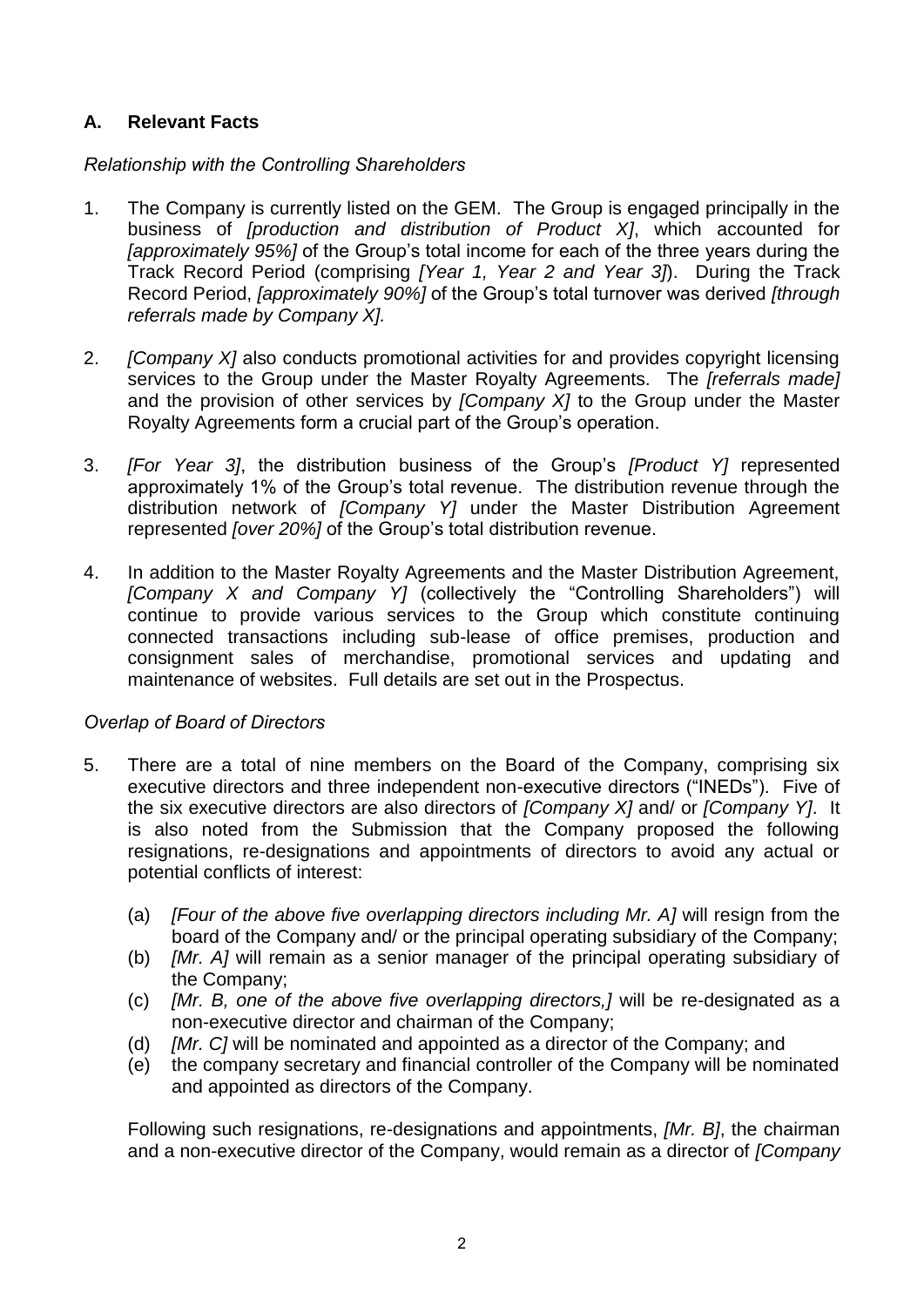## A. Relevant Facts

*Relationship with the Controlling Shareholders*

1. The Company is currently listed on the GEM. The Group is engaged principally in the business of *[production and distribution of Product X]*, which accounted for *[approximately 95%]* of the Group's total income for each of the three years during the Track Record Period (comprising *[Year 1, Year 2 and Year 3]*). During the Track Record Period, *[approximately 90%]* of the Group's total turnover was derived *[through referrals made by Company X].*

2. *[Company X]* also conducts promotional activities for and provides copyright licensing services to the Group under the Master Royalty Agreements. The *[referrals made]* and the provision of other services by *[Company X]* to the Group under the Master Royalty Agreements form a crucial part of the Group's operation.

3. *[For Year 3]*, the distribution business of the Group's *[Product Y]* represented approximately 1% of the Group's total revenue. The distribution revenue through the distribution network of *[Company Y]* under the Master Distribution Agreement represented *[over 20%]* of the Group's total distribution revenue.

4. In addition to the Master Royalty Agreements and the Master Distribution Agreement, *[Company X and Company Y]* (collectively the "Controlling Shareholders") will continue to provide various services to the Group which constitute continuing connected transactions including sub-lease of office premises, production and consignment sales of merchandise, promotional services and updating and maintenance of websites. Full details are set out in the Prospectus.

*Overlap of Board of Directors*

5. There are a total of nine members on the Board of the Company, comprising six executive directors and three independent non-executive directors ("INEDs"). Five of the six executive directors are also directors of *[Company X]* and/ or *[Company Y]*. It is also noted from the Submission that the Company proposed the following resignations, re-designations and appointments of directors to avoid any actual or potential conflicts of interest:

   (a) *[Four of the above five overlapping directors including Mr. A]* will resign from the board of the Company and/ or the principal operating subsidiary of the Company;
   (b) *[Mr. A]* will remain as a senior manager of the principal operating subsidiary of the Company;
   (c) *[Mr. B, one of the above five overlapping directors,]* will be re-designated as a non-executive director and chairman of the Company;
   (d) *[Mr. C]* will be nominated and appointed as a director of the Company; and
   (e) the company secretary and financial controller of the Company will be nominated and appointed as directors of the Company.

   Following such resignations, re-designations and appointments, *[Mr. B]*, the chairman and a non-executive director of the Company, would remain as a director of *[Company*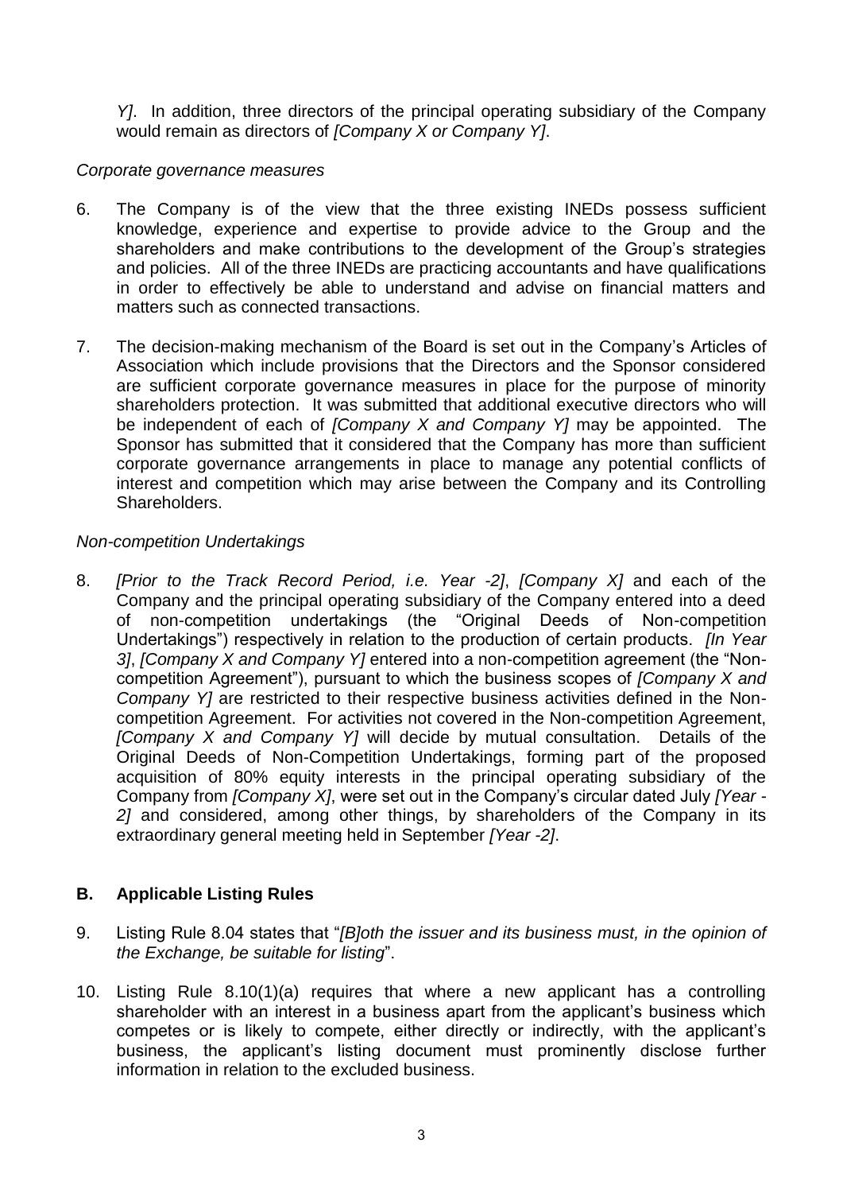*Y]*. In addition, three directors of the principal operating subsidiary of the Company would remain as directors of *[Company X or Company Y]*.

*Corporate governance measures*

6. The Company is of the view that the three existing INEDs possess sufficient knowledge, experience and expertise to provide advice to the Group and the shareholders and make contributions to the development of the Group's strategies and policies. All of the three INEDs are practicing accountants and have qualifications in order to effectively be able to understand and advise on financial matters and matters such as connected transactions.

7. The decision-making mechanism of the Board is set out in the Company's Articles of Association which include provisions that the Directors and the Sponsor considered are sufficient corporate governance measures in place for the purpose of minority shareholders protection. It was submitted that additional executive directors who will be independent of each of *[Company X and Company Y]* may be appointed. The Sponsor has submitted that it considered that the Company has more than sufficient corporate governance arrangements in place to manage any potential conflicts of interest and competition which may arise between the Company and its Controlling Shareholders.

*Non-competition Undertakings*

8. *[Prior to the Track Record Period, i.e. Year -2]*, *[Company X]* and each of the Company and the principal operating subsidiary of the Company entered into a deed of non-competition undertakings (the "Original Deeds of Non-competition Undertakings") respectively in relation to the production of certain products. *[In Year 3]*, *[Company X and Company Y]* entered into a non-competition agreement (the "Non-competition Agreement"), pursuant to which the business scopes of *[Company X and Company Y]* are restricted to their respective business activities defined in the Non-competition Agreement. For activities not covered in the Non-competition Agreement, *[Company X and Company Y]* will decide by mutual consultation. Details of the Original Deeds of Non-Competition Undertakings, forming part of the proposed acquisition of 80% equity interests in the principal operating subsidiary of the Company from *[Company X]*, were set out in the Company's circular dated July *[Year -2]* and considered, among other things, by shareholders of the Company in its extraordinary general meeting held in September *[Year -2]*.

## B. Applicable Listing Rules

9. Listing Rule 8.04 states that "*[B]oth the issuer and its business must, in the opinion of the Exchange, be suitable for listing*".

10. Listing Rule 8.10(1)(a) requires that where a new applicant has a controlling shareholder with an interest in a business apart from the applicant's business which competes or is likely to compete, either directly or indirectly, with the applicant's business, the applicant's listing document must prominently disclose further information in relation to the excluded business.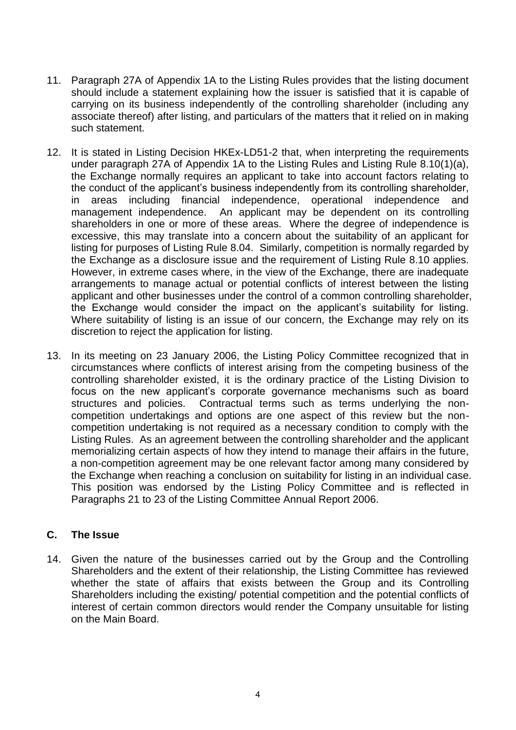11. Paragraph 27A of Appendix 1A to the Listing Rules provides that the listing document should include a statement explaining how the issuer is satisfied that it is capable of carrying on its business independently of the controlling shareholder (including any associate thereof) after listing, and particulars of the matters that it relied on in making such statement.

12. It is stated in Listing Decision HKEx-LD51-2 that, when interpreting the requirements under paragraph 27A of Appendix 1A to the Listing Rules and Listing Rule 8.10(1)(a), the Exchange normally requires an applicant to take into account factors relating to the conduct of the applicant's business independently from its controlling shareholder, in areas including financial independence, operational independence and management independence. An applicant may be dependent on its controlling shareholders in one or more of these areas. Where the degree of independence is excessive, this may translate into a concern about the suitability of an applicant for listing for purposes of Listing Rule 8.04. Similarly, competition is normally regarded by the Exchange as a disclosure issue and the requirement of Listing Rule 8.10 applies. However, in extreme cases where, in the view of the Exchange, there are inadequate arrangements to manage actual or potential conflicts of interest between the listing applicant and other businesses under the control of a common controlling shareholder, the Exchange would consider the impact on the applicant's suitability for listing. Where suitability of listing is an issue of our concern, the Exchange may rely on its discretion to reject the application for listing.

13. In its meeting on 23 January 2006, the Listing Policy Committee recognized that in circumstances where conflicts of interest arising from the competing business of the controlling shareholder existed, it is the ordinary practice of the Listing Division to focus on the new applicant's corporate governance mechanisms such as board structures and policies. Contractual terms such as terms underlying the non-competition undertakings and options are one aspect of this review but the non-competition undertaking is not required as a necessary condition to comply with the Listing Rules. As an agreement between the controlling shareholder and the applicant memorializing certain aspects of how they intend to manage their affairs in the future, a non-competition agreement may be one relevant factor among many considered by the Exchange when reaching a conclusion on suitability for listing in an individual case. This position was endorsed by the Listing Policy Committee and is reflected in Paragraphs 21 to 23 of the Listing Committee Annual Report 2006.

## C. The Issue

14. Given the nature of the businesses carried out by the Group and the Controlling Shareholders and the extent of their relationship, the Listing Committee has reviewed whether the state of affairs that exists between the Group and its Controlling Shareholders including the existing/ potential competition and the potential conflicts of interest of certain common directors would render the Company unsuitable for listing on the Main Board.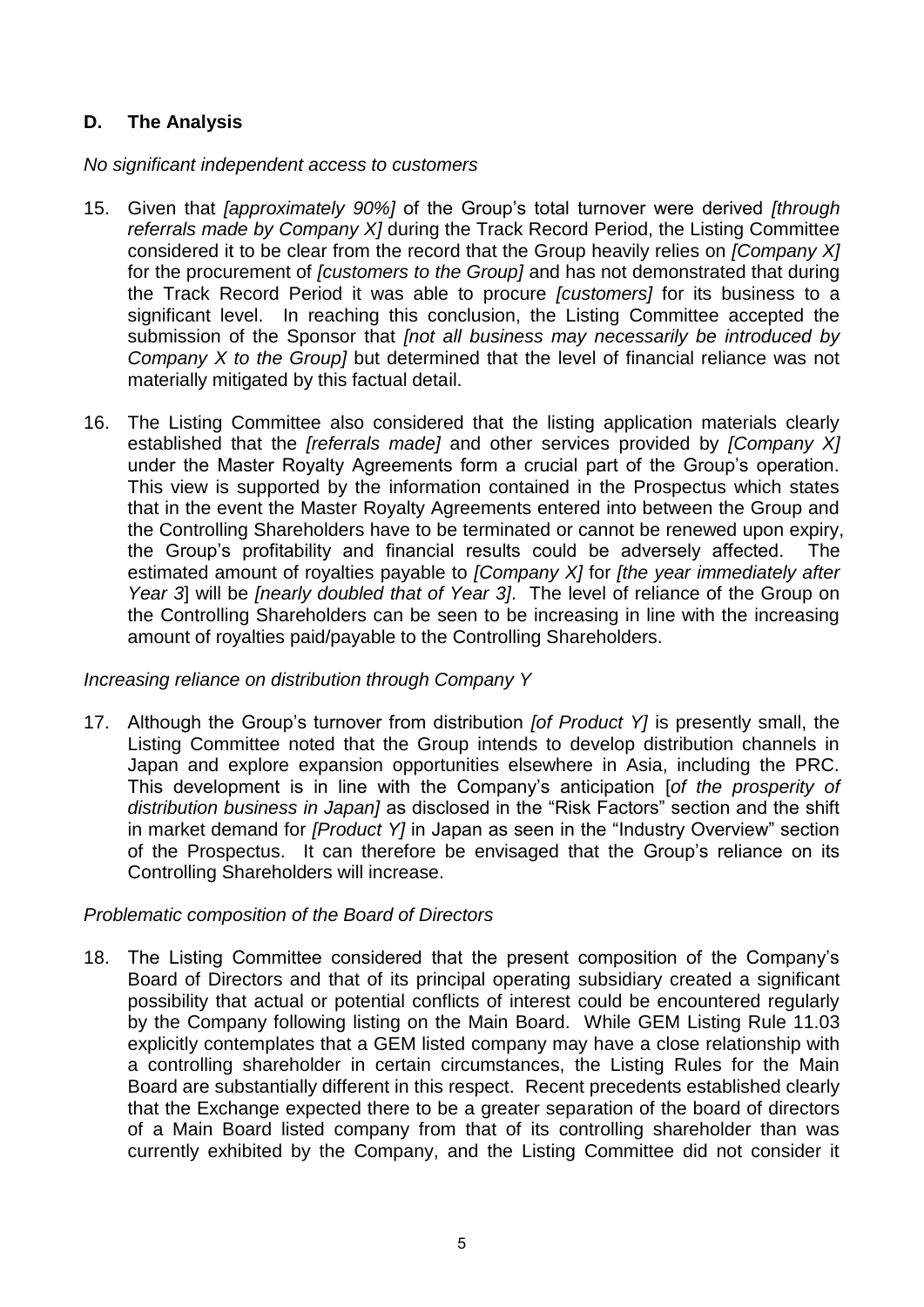## D. The Analysis

*No significant independent access to customers*

15. Given that *[approximately 90%]* of the Group's total turnover were derived *[through referrals made by Company X]* during the Track Record Period, the Listing Committee considered it to be clear from the record that the Group heavily relies on *[Company X]* for the procurement of *[customers to the Group]* and has not demonstrated that during the Track Record Period it was able to procure *[customers]* for its business to a significant level. In reaching this conclusion, the Listing Committee accepted the submission of the Sponsor that *[not all business may necessarily be introduced by Company X to the Group]* but determined that the level of financial reliance was not materially mitigated by this factual detail.

16. The Listing Committee also considered that the listing application materials clearly established that the *[referrals made]* and other services provided by *[Company X]* under the Master Royalty Agreements form a crucial part of the Group's operation. This view is supported by the information contained in the Prospectus which states that in the event the Master Royalty Agreements entered into between the Group and the Controlling Shareholders have to be terminated or cannot be renewed upon expiry, the Group's profitability and financial results could be adversely affected. The estimated amount of royalties payable to *[Company X]* for *[the year immediately after Year 3]* will be *[nearly doubled that of Year 3]*. The level of reliance of the Group on the Controlling Shareholders can be seen to be increasing in line with the increasing amount of royalties paid/payable to the Controlling Shareholders.

*Increasing reliance on distribution through Company Y*

17. Although the Group's turnover from distribution *[of Product Y]* is presently small, the Listing Committee noted that the Group intends to develop distribution channels in Japan and explore expansion opportunities elsewhere in Asia, including the PRC. This development is in line with the Company's anticipation [*of the prosperity of distribution business in Japan]* as disclosed in the "Risk Factors" section and the shift in market demand for *[Product Y]* in Japan as seen in the "Industry Overview" section of the Prospectus. It can therefore be envisaged that the Group's reliance on its Controlling Shareholders will increase.

*Problematic composition of the Board of Directors*

18. The Listing Committee considered that the present composition of the Company's Board of Directors and that of its principal operating subsidiary created a significant possibility that actual or potential conflicts of interest could be encountered regularly by the Company following listing on the Main Board. While GEM Listing Rule 11.03 explicitly contemplates that a GEM listed company may have a close relationship with a controlling shareholder in certain circumstances, the Listing Rules for the Main Board are substantially different in this respect. Recent precedents established clearly that the Exchange expected there to be a greater separation of the board of directors of a Main Board listed company from that of its controlling shareholder than was currently exhibited by the Company, and the Listing Committee did not consider it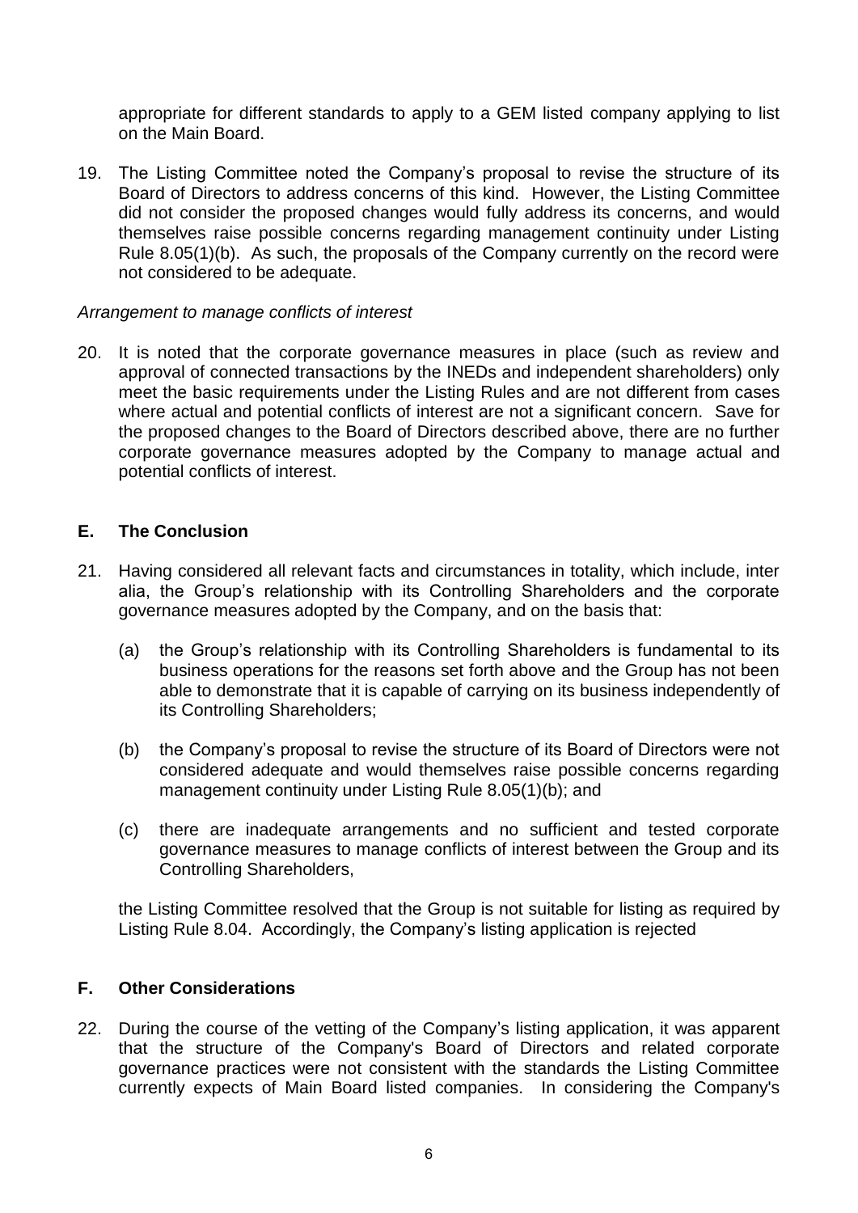appropriate for different standards to apply to a GEM listed company applying to list on the Main Board.

19. The Listing Committee noted the Company's proposal to revise the structure of its Board of Directors to address concerns of this kind. However, the Listing Committee did not consider the proposed changes would fully address its concerns, and would themselves raise possible concerns regarding management continuity under Listing Rule 8.05(1)(b). As such, the proposals of the Company currently on the record were not considered to be adequate.

*Arrangement to manage conflicts of interest*

20. It is noted that the corporate governance measures in place (such as review and approval of connected transactions by the INEDs and independent shareholders) only meet the basic requirements under the Listing Rules and are not different from cases where actual and potential conflicts of interest are not a significant concern. Save for the proposed changes to the Board of Directors described above, there are no further corporate governance measures adopted by the Company to manage actual and potential conflicts of interest.

## E. The Conclusion

21. Having considered all relevant facts and circumstances in totality, which include, inter alia, the Group's relationship with its Controlling Shareholders and the corporate governance measures adopted by the Company, and on the basis that:

    (a) the Group's relationship with its Controlling Shareholders is fundamental to its business operations for the reasons set forth above and the Group has not been able to demonstrate that it is capable of carrying on its business independently of its Controlling Shareholders;

    (b) the Company's proposal to revise the structure of its Board of Directors were not considered adequate and would themselves raise possible concerns regarding management continuity under Listing Rule 8.05(1)(b); and

    (c) there are inadequate arrangements and no sufficient and tested corporate governance measures to manage conflicts of interest between the Group and its Controlling Shareholders,

    the Listing Committee resolved that the Group is not suitable for listing as required by Listing Rule 8.04. Accordingly, the Company's listing application is rejected

## F. Other Considerations

22. During the course of the vetting of the Company's listing application, it was apparent that the structure of the Company's Board of Directors and related corporate governance practices were not consistent with the standards the Listing Committee currently expects of Main Board listed companies. In considering the Company's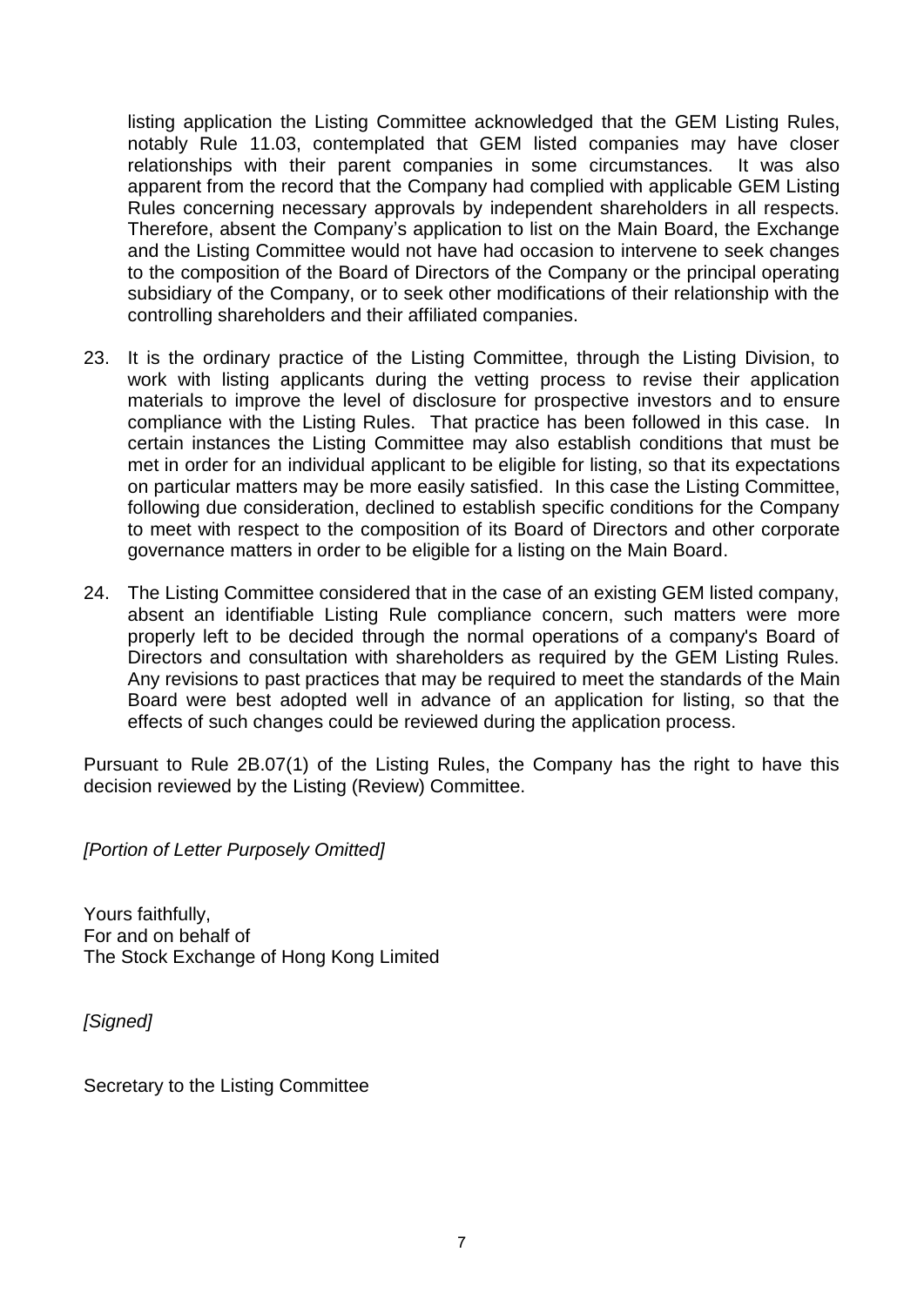listing application the Listing Committee acknowledged that the GEM Listing Rules, notably Rule 11.03, contemplated that GEM listed companies may have closer relationships with their parent companies in some circumstances. It was also apparent from the record that the Company had complied with applicable GEM Listing Rules concerning necessary approvals by independent shareholders in all respects. Therefore, absent the Company's application to list on the Main Board, the Exchange and the Listing Committee would not have had occasion to intervene to seek changes to the composition of the Board of Directors of the Company or the principal operating subsidiary of the Company, or to seek other modifications of their relationship with the controlling shareholders and their affiliated companies.

23. It is the ordinary practice of the Listing Committee, through the Listing Division, to work with listing applicants during the vetting process to revise their application materials to improve the level of disclosure for prospective investors and to ensure compliance with the Listing Rules. That practice has been followed in this case. In certain instances the Listing Committee may also establish conditions that must be met in order for an individual applicant to be eligible for listing, so that its expectations on particular matters may be more easily satisfied. In this case the Listing Committee, following due consideration, declined to establish specific conditions for the Company to meet with respect to the composition of its Board of Directors and other corporate governance matters in order to be eligible for a listing on the Main Board.

24. The Listing Committee considered that in the case of an existing GEM listed company, absent an identifiable Listing Rule compliance concern, such matters were more properly left to be decided through the normal operations of a company's Board of Directors and consultation with shareholders as required by the GEM Listing Rules. Any revisions to past practices that may be required to meet the standards of the Main Board were best adopted well in advance of an application for listing, so that the effects of such changes could be reviewed during the application process.

Pursuant to Rule 2B.07(1) of the Listing Rules, the Company has the right to have this decision reviewed by the Listing (Review) Committee.

*[Portion of Letter Purposely Omitted]*

Yours faithfully,
For and on behalf of
The Stock Exchange of Hong Kong Limited

*[Signed]*

Secretary to the Listing Committee